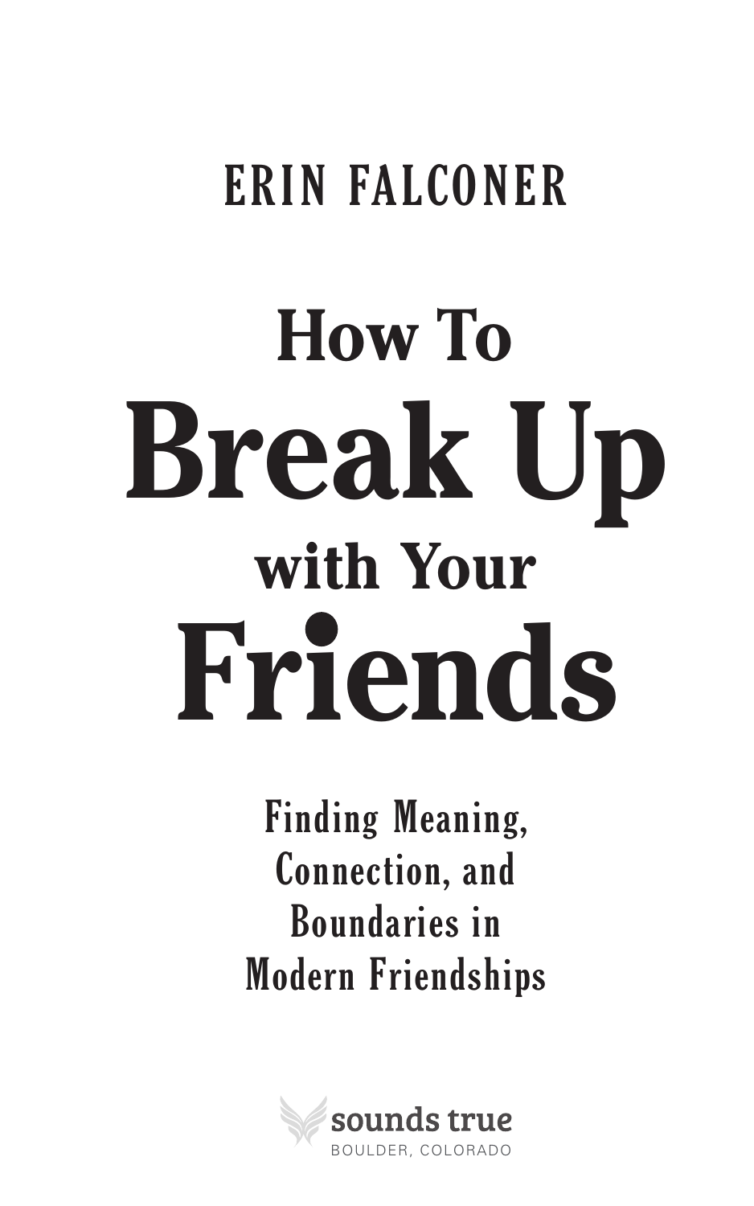ERIN FALCONER

# How To Break Up with Your Friends

## Finding Meaning, Connection, and Boundaries in Modern Friendships

sounds true
BOULDER, COLORADO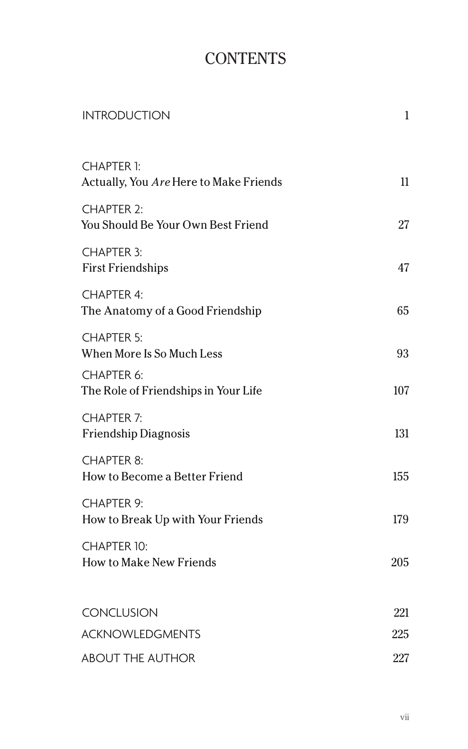# CONTENTS

| | |
|---|---|
| INTRODUCTION | 1 |
| CHAPTER 1: Actually, You *Are* Here to Make Friends | 11 |
| CHAPTER 2: You Should Be Your Own Best Friend | 27 |
| CHAPTER 3: First Friendships | 47 |
| CHAPTER 4: The Anatomy of a Good Friendship | 65 |
| CHAPTER 5: When More Is So Much Less | 93 |
| CHAPTER 6: The Role of Friendships in Your Life | 107 |
| CHAPTER 7: Friendship Diagnosis | 131 |
| CHAPTER 8: How to Become a Better Friend | 155 |
| CHAPTER 9: How to Break Up with Your Friends | 179 |
| CHAPTER 10: How to Make New Friends | 205 |
| CONCLUSION | 221 |
| ACKNOWLEDGMENTS | 225 |
| ABOUT THE AUTHOR | 227 |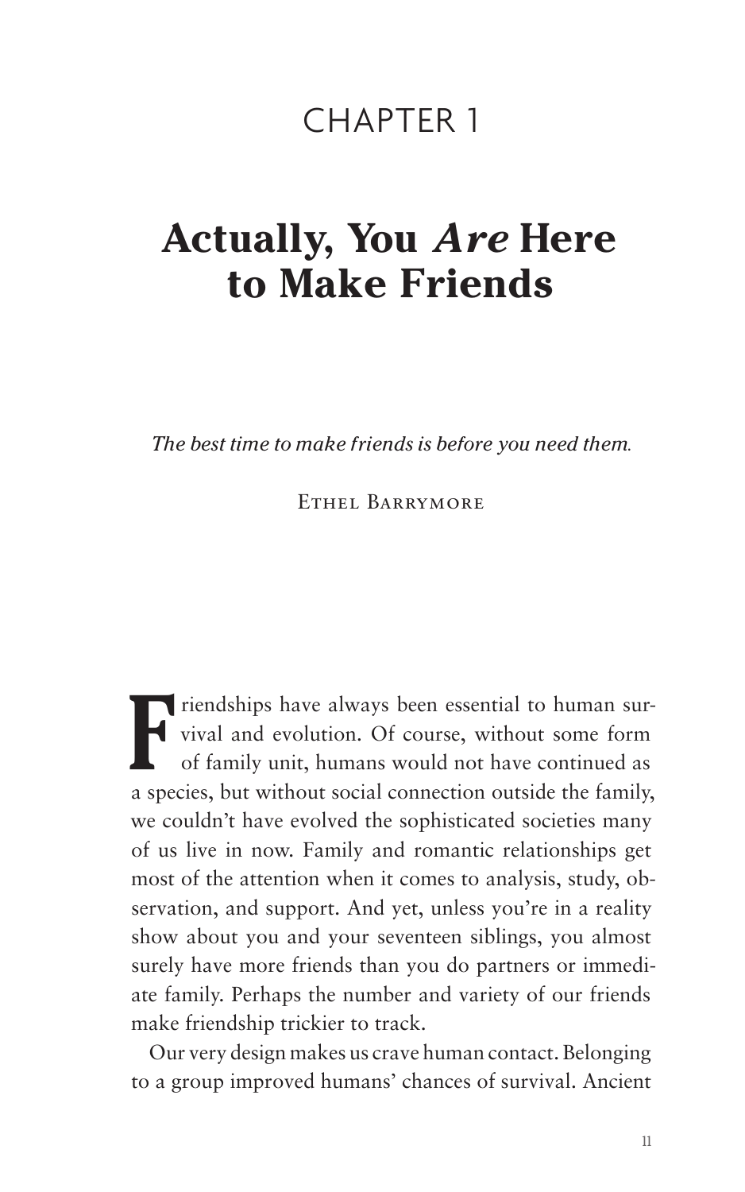# CHAPTER 1

## Actually, You *Are* Here to Make Friends

*The best time to make friends is before you need them.*

Ethel Barrymore

Friendships have always been essential to human survival and evolution. Of course, without some form of family unit, humans would not have continued as a species, but without social connection outside the family, we couldn't have evolved the sophisticated societies many of us live in now. Family and romantic relationships get most of the attention when it comes to analysis, study, observation, and support. And yet, unless you're in a reality show about you and your seventeen siblings, you almost surely have more friends than you do partners or immediate family. Perhaps the number and variety of our friends make friendship trickier to track.

Our very design makes us crave human contact. Belonging to a group improved humans' chances of survival. Ancient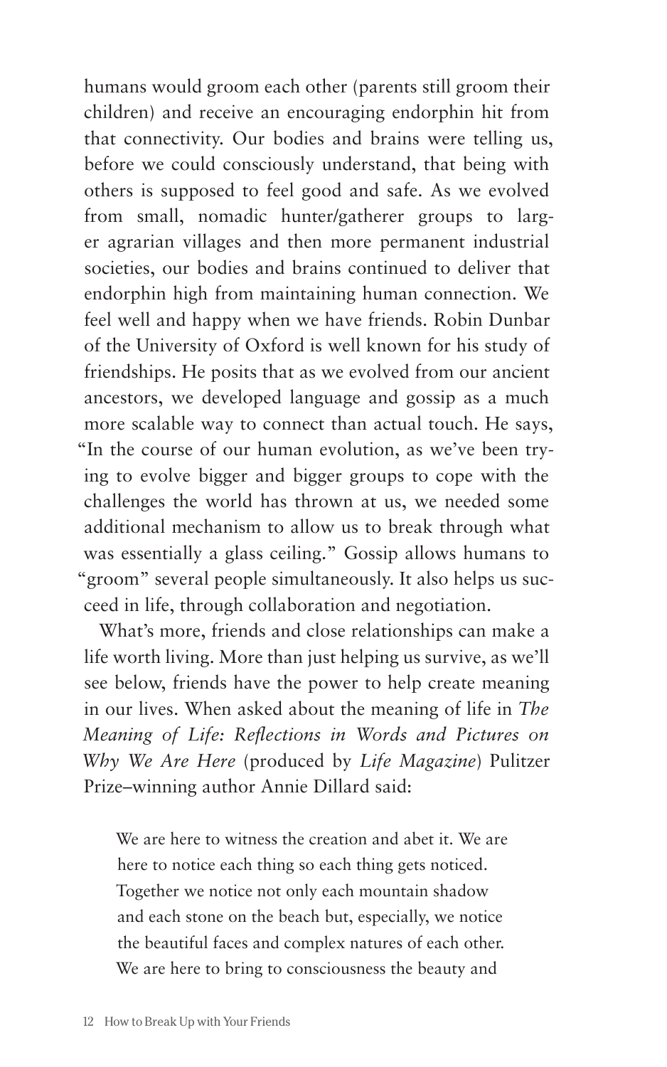humans would groom each other (parents still groom their children) and receive an encouraging endorphin hit from that connectivity. Our bodies and brains were telling us, before we could consciously understand, that being with others is supposed to feel good and safe. As we evolved from small, nomadic hunter/gatherer groups to larger agrarian villages and then more permanent industrial societies, our bodies and brains continued to deliver that endorphin high from maintaining human connection. We feel well and happy when we have friends. Robin Dunbar of the University of Oxford is well known for his study of friendships. He posits that as we evolved from our ancient ancestors, we developed language and gossip as a much more scalable way to connect than actual touch. He says, "In the course of our human evolution, as we've been trying to evolve bigger and bigger groups to cope with the challenges the world has thrown at us, we needed some additional mechanism to allow us to break through what was essentially a glass ceiling." Gossip allows humans to "groom" several people simultaneously. It also helps us succeed in life, through collaboration and negotiation.

What's more, friends and close relationships can make a life worth living. More than just helping us survive, as we'll see below, friends have the power to help create meaning in our lives. When asked about the meaning of life in *The Meaning of Life: Reflections in Words and Pictures on Why We Are Here* (produced by *Life Magazine*) Pulitzer Prize–winning author Annie Dillard said:

> We are here to witness the creation and abet it. We are here to notice each thing so each thing gets noticed. Together we notice not only each mountain shadow and each stone on the beach but, especially, we notice the beautiful faces and complex natures of each other. We are here to bring to consciousness the beauty and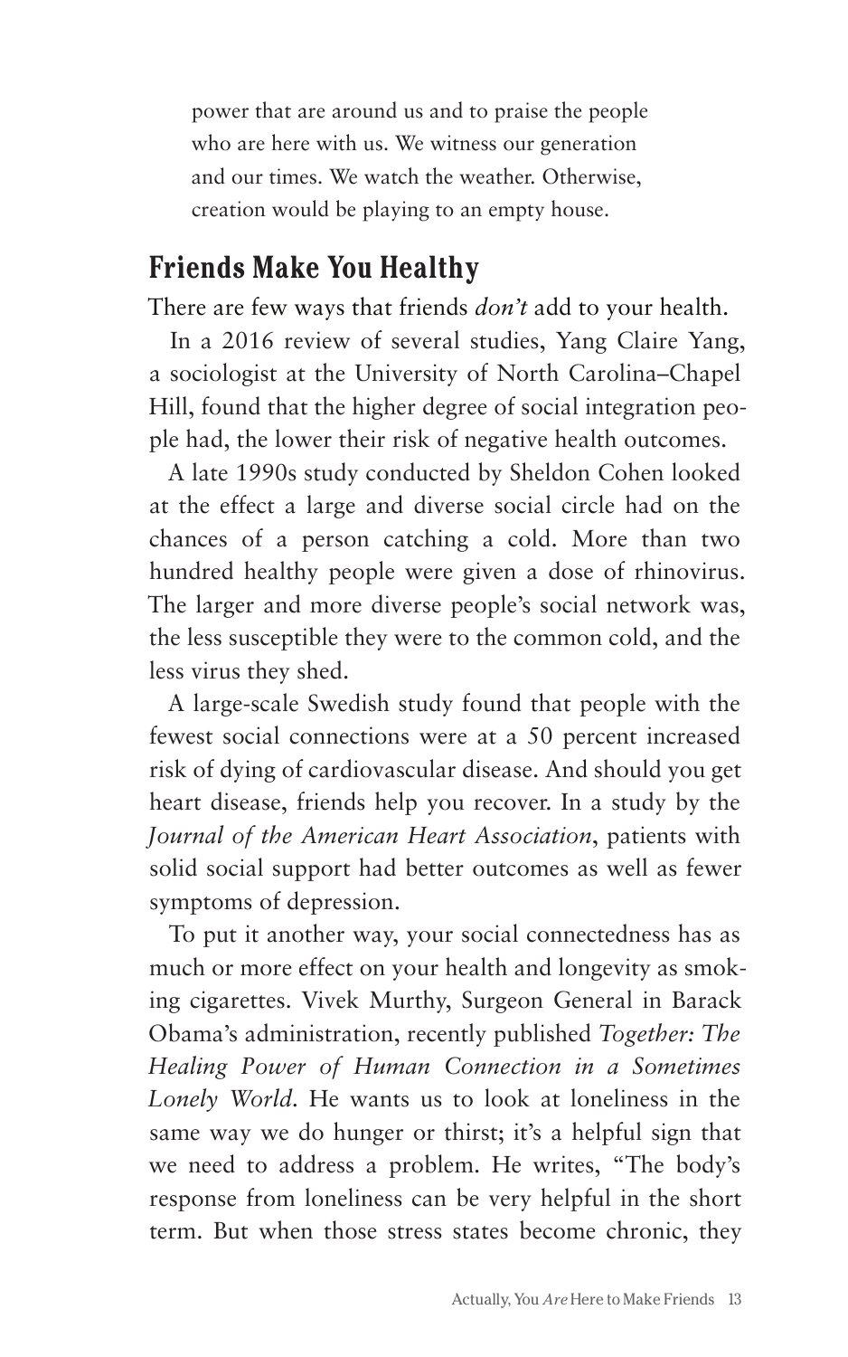power that are around us and to praise the people who are here with us. We witness our generation and our times. We watch the weather. Otherwise, creation would be playing to an empty house.

## Friends Make You Healthy

There are few ways that friends *don't* add to your health.

In a 2016 review of several studies, Yang Claire Yang, a sociologist at the University of North Carolina–Chapel Hill, found that the higher degree of social integration people had, the lower their risk of negative health outcomes.

A late 1990s study conducted by Sheldon Cohen looked at the effect a large and diverse social circle had on the chances of a person catching a cold. More than two hundred healthy people were given a dose of rhinovirus. The larger and more diverse people's social network was, the less susceptible they were to the common cold, and the less virus they shed.

A large-scale Swedish study found that people with the fewest social connections were at a 50 percent increased risk of dying of cardiovascular disease. And should you get heart disease, friends help you recover. In a study by the *Journal of the American Heart Association*, patients with solid social support had better outcomes as well as fewer symptoms of depression.

To put it another way, your social connectedness has as much or more effect on your health and longevity as smoking cigarettes. Vivek Murthy, Surgeon General in Barack Obama's administration, recently published *Together: The Healing Power of Human Connection in a Sometimes Lonely World*. He wants us to look at loneliness in the same way we do hunger or thirst; it's a helpful sign that we need to address a problem. He writes, "The body's response from loneliness can be very helpful in the short term. But when those stress states become chronic, they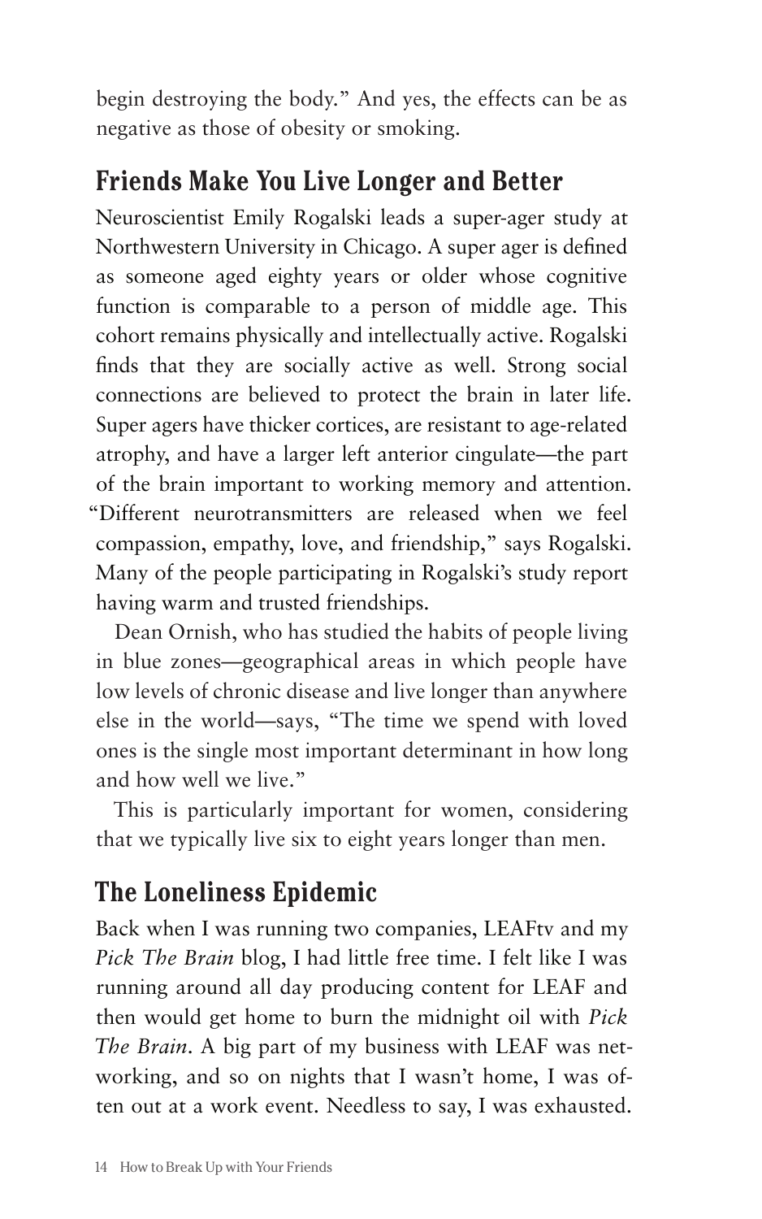begin destroying the body." And yes, the effects can be as negative as those of obesity or smoking.

## Friends Make You Live Longer and Better

Neuroscientist Emily Rogalski leads a super-ager study at Northwestern University in Chicago. A super ager is defined as someone aged eighty years or older whose cognitive function is comparable to a person of middle age. This cohort remains physically and intellectually active. Rogalski finds that they are socially active as well. Strong social connections are believed to protect the brain in later life. Super agers have thicker cortices, are resistant to age-related atrophy, and have a larger left anterior cingulate—the part of the brain important to working memory and attention. "Different neurotransmitters are released when we feel compassion, empathy, love, and friendship," says Rogalski. Many of the people participating in Rogalski's study report having warm and trusted friendships.

Dean Ornish, who has studied the habits of people living in blue zones—geographical areas in which people have low levels of chronic disease and live longer than anywhere else in the world—says, "The time we spend with loved ones is the single most important determinant in how long and how well we live."

This is particularly important for women, considering that we typically live six to eight years longer than men.

## The Loneliness Epidemic

Back when I was running two companies, LEAFtv and my *Pick The Brain* blog, I had little free time. I felt like I was running around all day producing content for LEAF and then would get home to burn the midnight oil with *Pick The Brain*. A big part of my business with LEAF was networking, and so on nights that I wasn't home, I was often out at a work event. Needless to say, I was exhausted.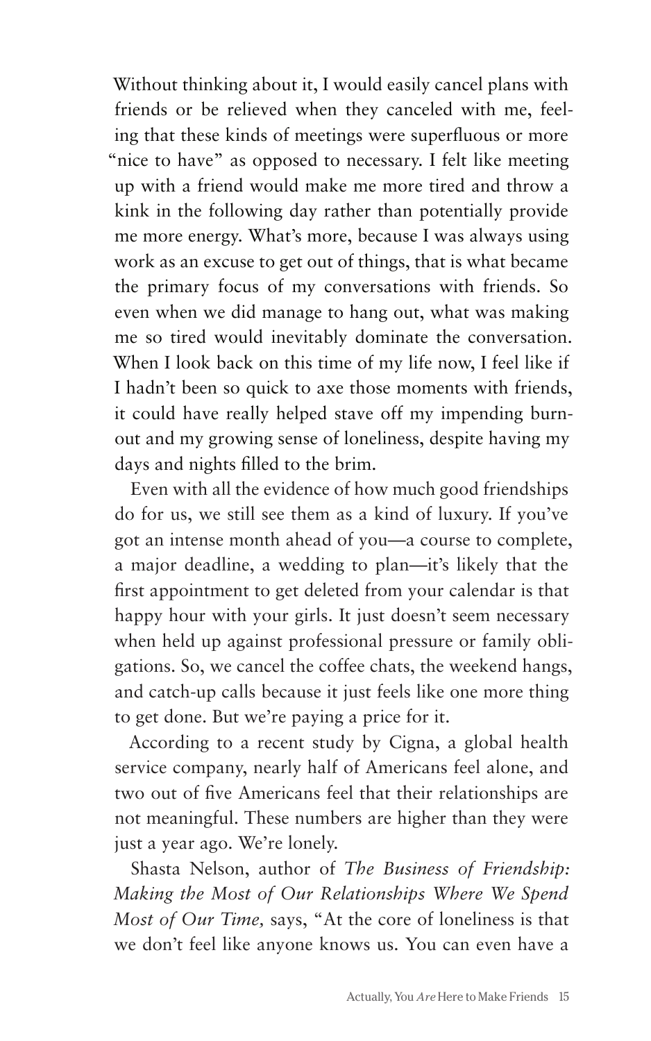Without thinking about it, I would easily cancel plans with friends or be relieved when they canceled with me, feeling that these kinds of meetings were superfluous or more "nice to have" as opposed to necessary. I felt like meeting up with a friend would make me more tired and throw a kink in the following day rather than potentially provide me more energy. What's more, because I was always using work as an excuse to get out of things, that is what became the primary focus of my conversations with friends. So even when we did manage to hang out, what was making me so tired would inevitably dominate the conversation. When I look back on this time of my life now, I feel like if I hadn't been so quick to axe those moments with friends, it could have really helped stave off my impending burnout and my growing sense of loneliness, despite having my days and nights filled to the brim.

Even with all the evidence of how much good friendships do for us, we still see them as a kind of luxury. If you've got an intense month ahead of you—a course to complete, a major deadline, a wedding to plan—it's likely that the first appointment to get deleted from your calendar is that happy hour with your girls. It just doesn't seem necessary when held up against professional pressure or family obligations. So, we cancel the coffee chats, the weekend hangs, and catch-up calls because it just feels like one more thing to get done. But we're paying a price for it.

According to a recent study by Cigna, a global health service company, nearly half of Americans feel alone, and two out of five Americans feel that their relationships are not meaningful. These numbers are higher than they were just a year ago. We're lonely.

Shasta Nelson, author of *The Business of Friendship: Making the Most of Our Relationships Where We Spend Most of Our Time,* says, "At the core of loneliness is that we don't feel like anyone knows us. You can even have a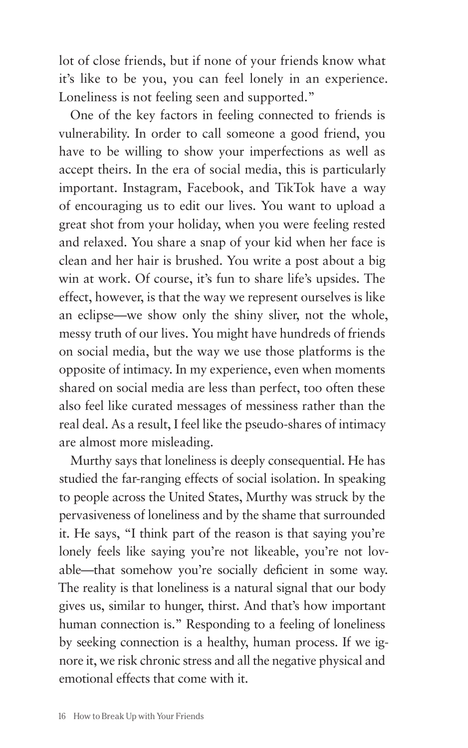lot of close friends, but if none of your friends know what it's like to be you, you can feel lonely in an experience. Loneliness is not feeling seen and supported."

One of the key factors in feeling connected to friends is vulnerability. In order to call someone a good friend, you have to be willing to show your imperfections as well as accept theirs. In the era of social media, this is particularly important. Instagram, Facebook, and TikTok have a way of encouraging us to edit our lives. You want to upload a great shot from your holiday, when you were feeling rested and relaxed. You share a snap of your kid when her face is clean and her hair is brushed. You write a post about a big win at work. Of course, it's fun to share life's upsides. The effect, however, is that the way we represent ourselves is like an eclipse—we show only the shiny sliver, not the whole, messy truth of our lives. You might have hundreds of friends on social media, but the way we use those platforms is the opposite of intimacy. In my experience, even when moments shared on social media are less than perfect, too often these also feel like curated messages of messiness rather than the real deal. As a result, I feel like the pseudo-shares of intimacy are almost more misleading.

Murthy says that loneliness is deeply consequential. He has studied the far-ranging effects of social isolation. In speaking to people across the United States, Murthy was struck by the pervasiveness of loneliness and by the shame that surrounded it. He says, "I think part of the reason is that saying you're lonely feels like saying you're not likeable, you're not lovable—that somehow you're socially deficient in some way. The reality is that loneliness is a natural signal that our body gives us, similar to hunger, thirst. And that's how important human connection is." Responding to a feeling of loneliness by seeking connection is a healthy, human process. If we ignore it, we risk chronic stress and all the negative physical and emotional effects that come with it.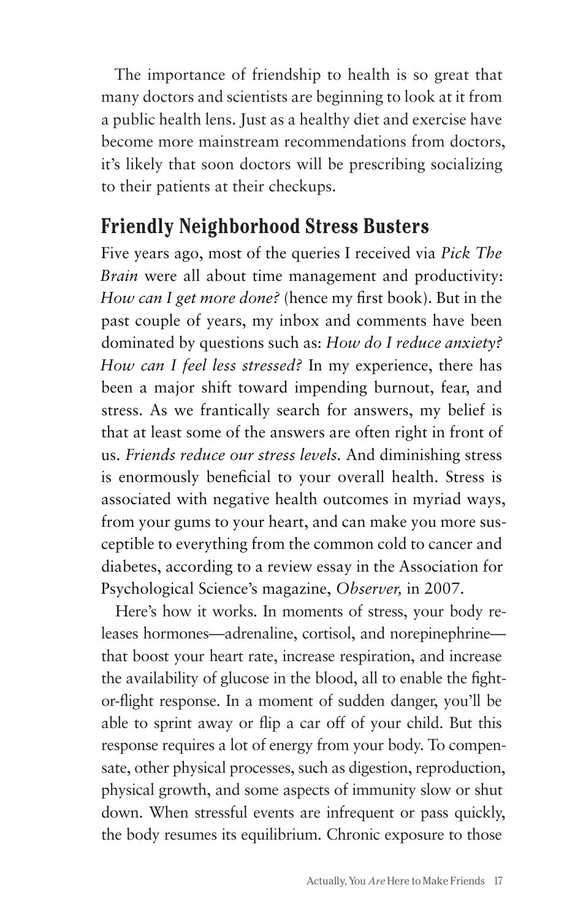The importance of friendship to health is so great that many doctors and scientists are beginning to look at it from a public health lens. Just as a healthy diet and exercise have become more mainstream recommendations from doctors, it's likely that soon doctors will be prescribing socializing to their patients at their checkups.

## Friendly Neighborhood Stress Busters

Five years ago, most of the queries I received via *Pick The Brain* were all about time management and productivity: *How can I get more done?* (hence my first book). But in the past couple of years, my inbox and comments have been dominated by questions such as: *How do I reduce anxiety? How can I feel less stressed?* In my experience, there has been a major shift toward impending burnout, fear, and stress. As we frantically search for answers, my belief is that at least some of the answers are often right in front of us. *Friends reduce our stress levels.* And diminishing stress is enormously beneficial to your overall health. Stress is associated with negative health outcomes in myriad ways, from your gums to your heart, and can make you more susceptible to everything from the common cold to cancer and diabetes, according to a review essay in the Association for Psychological Science's magazine, *Observer,* in 2007.

Here's how it works. In moments of stress, your body releases hormones—adrenaline, cortisol, and norepinephrine—that boost your heart rate, increase respiration, and increase the availability of glucose in the blood, all to enable the fight-or-flight response. In a moment of sudden danger, you'll be able to sprint away or flip a car off of your child. But this response requires a lot of energy from your body. To compensate, other physical processes, such as digestion, reproduction, physical growth, and some aspects of immunity slow or shut down. When stressful events are infrequent or pass quickly, the body resumes its equilibrium. Chronic exposure to those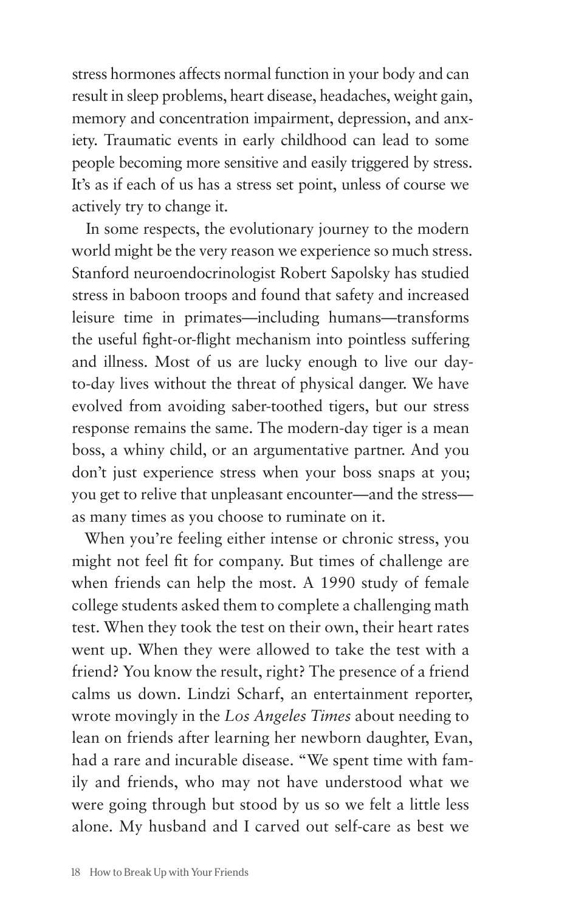stress hormones affects normal function in your body and can result in sleep problems, heart disease, headaches, weight gain, memory and concentration impairment, depression, and anxiety. Traumatic events in early childhood can lead to some people becoming more sensitive and easily triggered by stress. It's as if each of us has a stress set point, unless of course we actively try to change it.

In some respects, the evolutionary journey to the modern world might be the very reason we experience so much stress. Stanford neuroendocrinologist Robert Sapolsky has studied stress in baboon troops and found that safety and increased leisure time in primates—including humans—transforms the useful fight-or-flight mechanism into pointless suffering and illness. Most of us are lucky enough to live our day-to-day lives without the threat of physical danger. We have evolved from avoiding saber-toothed tigers, but our stress response remains the same. The modern-day tiger is a mean boss, a whiny child, or an argumentative partner. And you don't just experience stress when your boss snaps at you; you get to relive that unpleasant encounter—and the stress—as many times as you choose to ruminate on it.

When you're feeling either intense or chronic stress, you might not feel fit for company. But times of challenge are when friends can help the most. A 1990 study of female college students asked them to complete a challenging math test. When they took the test on their own, their heart rates went up. When they were allowed to take the test with a friend? You know the result, right? The presence of a friend calms us down. Lindzi Scharf, an entertainment reporter, wrote movingly in the *Los Angeles Times* about needing to lean on friends after learning her newborn daughter, Evan, had a rare and incurable disease. "We spent time with family and friends, who may not have understood what we were going through but stood by us so we felt a little less alone. My husband and I carved out self-care as best we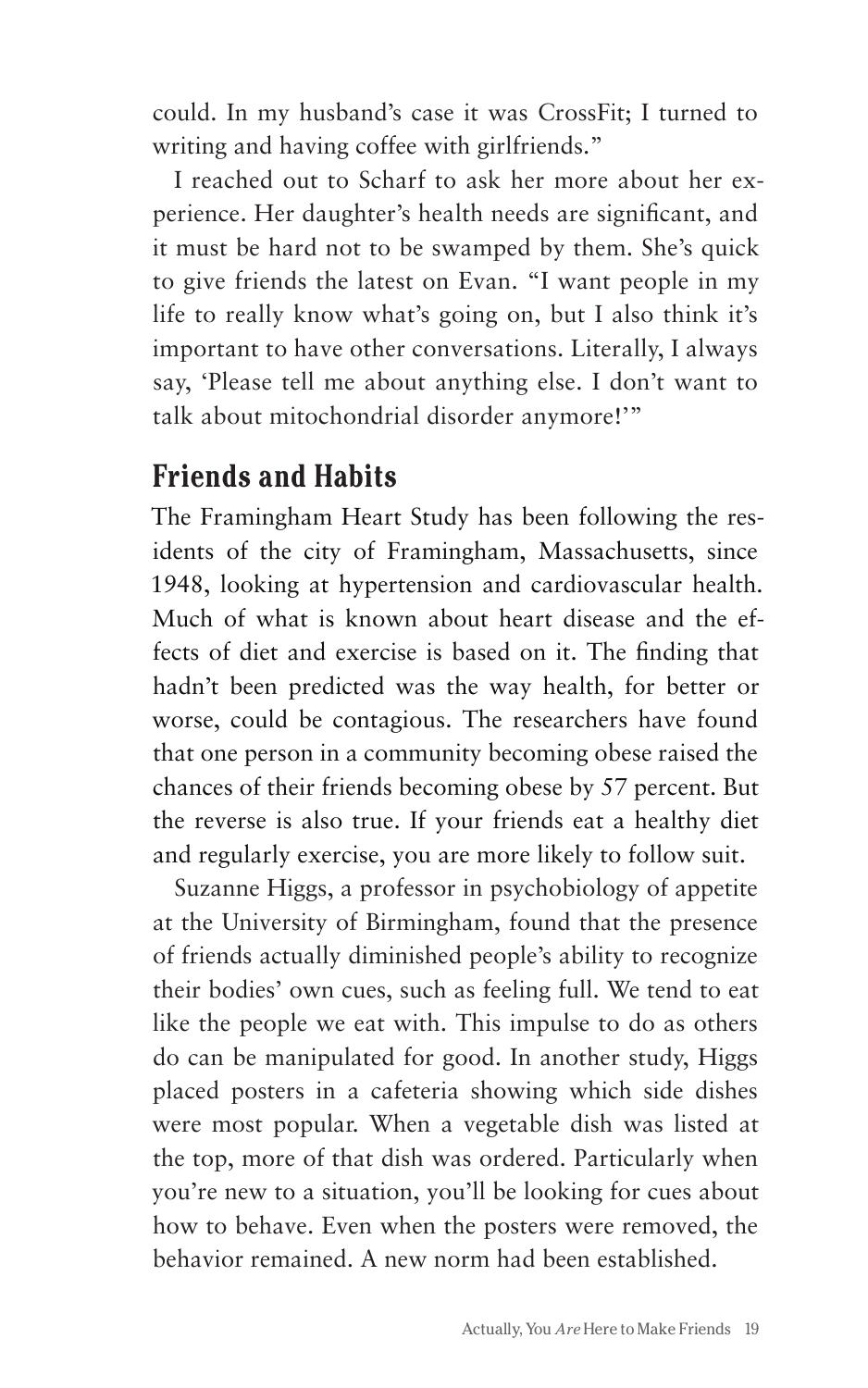could. In my husband's case it was CrossFit; I turned to writing and having coffee with girlfriends."

I reached out to Scharf to ask her more about her experience. Her daughter's health needs are significant, and it must be hard not to be swamped by them. She's quick to give friends the latest on Evan. "I want people in my life to really know what's going on, but I also think it's important to have other conversations. Literally, I always say, 'Please tell me about anything else. I don't want to talk about mitochondrial disorder anymore!'"

## Friends and Habits

The Framingham Heart Study has been following the residents of the city of Framingham, Massachusetts, since 1948, looking at hypertension and cardiovascular health. Much of what is known about heart disease and the effects of diet and exercise is based on it. The finding that hadn't been predicted was the way health, for better or worse, could be contagious. The researchers have found that one person in a community becoming obese raised the chances of their friends becoming obese by 57 percent. But the reverse is also true. If your friends eat a healthy diet and regularly exercise, you are more likely to follow suit.

Suzanne Higgs, a professor in psychobiology of appetite at the University of Birmingham, found that the presence of friends actually diminished people's ability to recognize their bodies' own cues, such as feeling full. We tend to eat like the people we eat with. This impulse to do as others do can be manipulated for good. In another study, Higgs placed posters in a cafeteria showing which side dishes were most popular. When a vegetable dish was listed at the top, more of that dish was ordered. Particularly when you're new to a situation, you'll be looking for cues about how to behave. Even when the posters were removed, the behavior remained. A new norm had been established.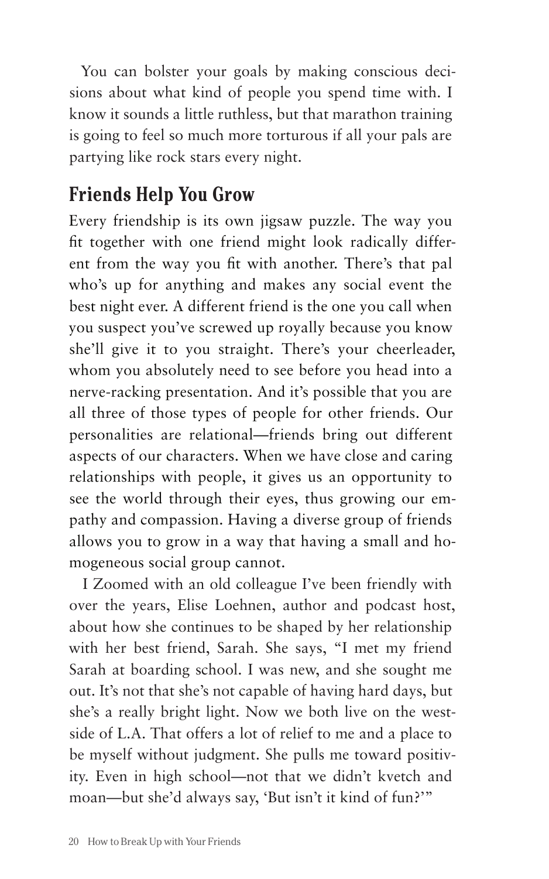You can bolster your goals by making conscious decisions about what kind of people you spend time with. I know it sounds a little ruthless, but that marathon training is going to feel so much more torturous if all your pals are partying like rock stars every night.

## Friends Help You Grow

Every friendship is its own jigsaw puzzle. The way you fit together with one friend might look radically different from the way you fit with another. There's that pal who's up for anything and makes any social event the best night ever. A different friend is the one you call when you suspect you've screwed up royally because you know she'll give it to you straight. There's your cheerleader, whom you absolutely need to see before you head into a nerve-racking presentation. And it's possible that you are all three of those types of people for other friends. Our personalities are relational—friends bring out different aspects of our characters. When we have close and caring relationships with people, it gives us an opportunity to see the world through their eyes, thus growing our empathy and compassion. Having a diverse group of friends allows you to grow in a way that having a small and homogeneous social group cannot.

I Zoomed with an old colleague I've been friendly with over the years, Elise Loehnen, author and podcast host, about how she continues to be shaped by her relationship with her best friend, Sarah. She says, "I met my friend Sarah at boarding school. I was new, and she sought me out. It's not that she's not capable of having hard days, but she's a really bright light. Now we both live on the westside of L.A. That offers a lot of relief to me and a place to be myself without judgment. She pulls me toward positivity. Even in high school—not that we didn't kvetch and moan—but she'd always say, 'But isn't it kind of fun?'"